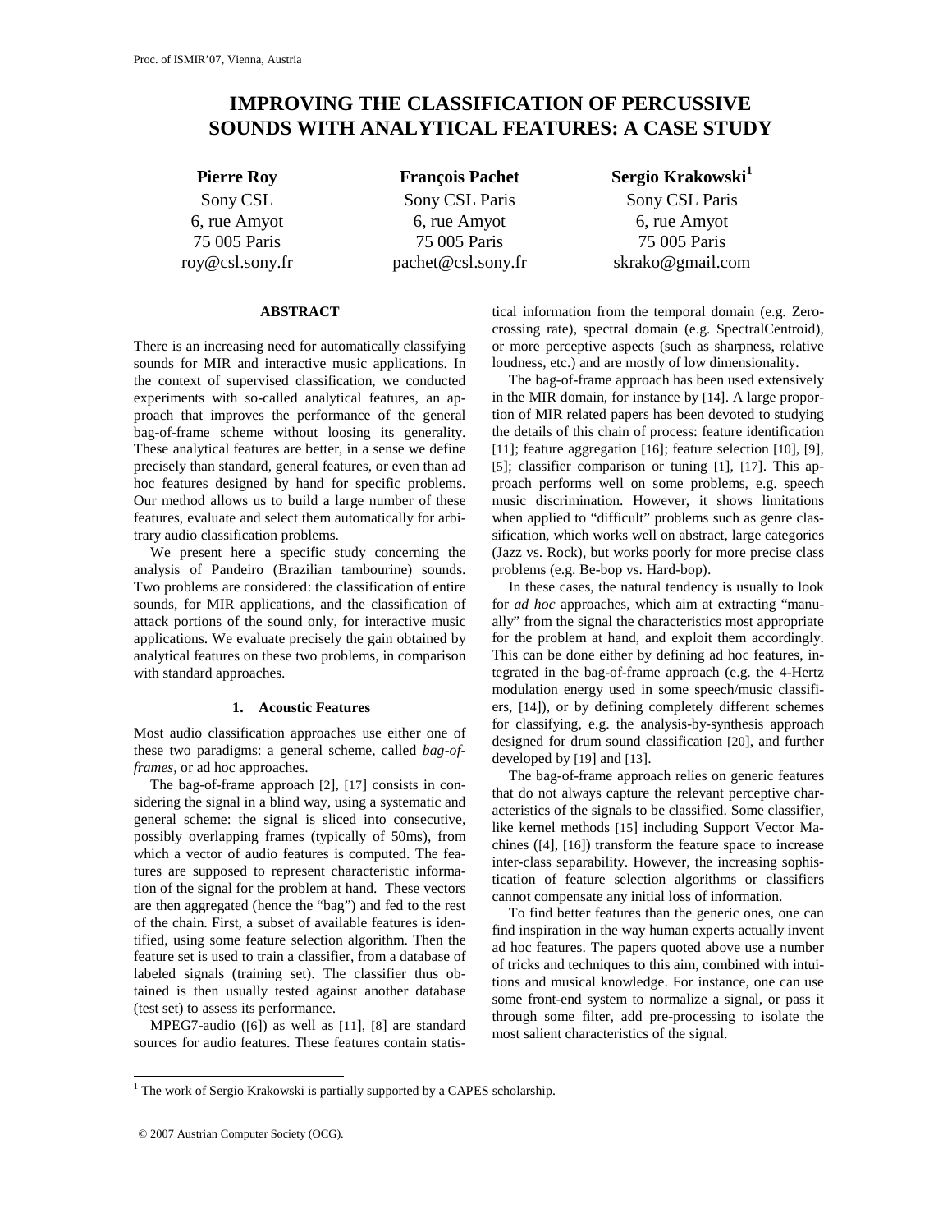# IMPROVING THE CLASSIFICATION OF PERCUSSIVE SOUNDS WITH ANALYTICAL FEATURES: A CASE STUDY

**Pierre Roy**
Sony CSL
6, rue Amyot
75 005 Paris
roy@csl.sony.fr

**François Pachet**
Sony CSL Paris
6, rue Amyot
75 005 Paris
pachet@csl.sony.fr

**Sergio Krakowski**[1]
Sony CSL Paris
6, rue Amyot
75 005 Paris
skrako@gmail.com

## ABSTRACT

There is an increasing need for automatically classifying sounds for MIR and interactive music applications. In the context of supervised classification, we conducted experiments with so-called analytical features, an approach that improves the performance of the general bag-of-frame scheme without loosing its generality. These analytical features are better, in a sense we define precisely than standard, general features, or even than ad hoc features designed by hand for specific problems. Our method allows us to build a large number of these features, evaluate and select them automatically for arbitrary audio classification problems.

We present here a specific study concerning the analysis of Pandeiro (Brazilian tambourine) sounds. Two problems are considered: the classification of entire sounds, for MIR applications, and the classification of attack portions of the sound only, for interactive music applications. We evaluate precisely the gain obtained by analytical features on these two problems, in comparison with standard approaches.

## 1. Acoustic Features

Most audio classification approaches use either one of these two paradigms: a general scheme, called *bag-of-frames*, or ad hoc approaches.

The bag-of-frame approach [2], [17] consists in considering the signal in a blind way, using a systematic and general scheme: the signal is sliced into consecutive, possibly overlapping frames (typically of 50ms), from which a vector of audio features is computed. The features are supposed to represent characteristic information of the signal for the problem at hand. These vectors are then aggregated (hence the "bag") and fed to the rest of the chain. First, a subset of available features is identified, using some feature selection algorithm. Then the feature set is used to train a classifier, from a database of labeled signals (training set). The classifier thus obtained is then usually tested against another database (test set) to assess its performance.

MPEG7-audio ([6]) as well as [11], [8] are standard sources for audio features. These features contain statistical information from the temporal domain (e.g. Zero-crossing rate), spectral domain (e.g. SpectralCentroid), or more perceptive aspects (such as sharpness, relative loudness, etc.) and are mostly of low dimensionality.

The bag-of-frame approach has been used extensively in the MIR domain, for instance by [14]. A large proportion of MIR related papers has been devoted to studying the details of this chain of process: feature identification [11]; feature aggregation [16]; feature selection [10], [9], [5]; classifier comparison or tuning [1], [17]. This approach performs well on some problems, e.g. speech music discrimination. However, it shows limitations when applied to "difficult" problems such as genre classification, which works well on abstract, large categories (Jazz vs. Rock), but works poorly for more precise class problems (e.g. Be-bop vs. Hard-bop).

In these cases, the natural tendency is usually to look for *ad hoc* approaches, which aim at extracting "manually" from the signal the characteristics most appropriate for the problem at hand, and exploit them accordingly. This can be done either by defining ad hoc features, integrated in the bag-of-frame approach (e.g. the 4-Hertz modulation energy used in some speech/music classifiers, [14]), or by defining completely different schemes for classifying, e.g. the analysis-by-synthesis approach designed for drum sound classification [20], and further developed by [19] and [13].

The bag-of-frame approach relies on generic features that do not always capture the relevant perceptive characteristics of the signals to be classified. Some classifier, like kernel methods [15] including Support Vector Machines ([4], [16]) transform the feature space to increase inter-class separability. However, the increasing sophistication of feature selection algorithms or classifiers cannot compensate any initial loss of information.

To find better features than the generic ones, one can find inspiration in the way human experts actually invent ad hoc features. The papers quoted above use a number of tricks and techniques to this aim, combined with intuitions and musical knowledge. For instance, one can use some front-end system to normalize a signal, or pass it through some filter, add pre-processing to isolate the most salient characteristics of the signal.

[1] The work of Sergio Krakowski is partially supported by a CAPES scholarship.

© 2007 Austrian Computer Society (OCG).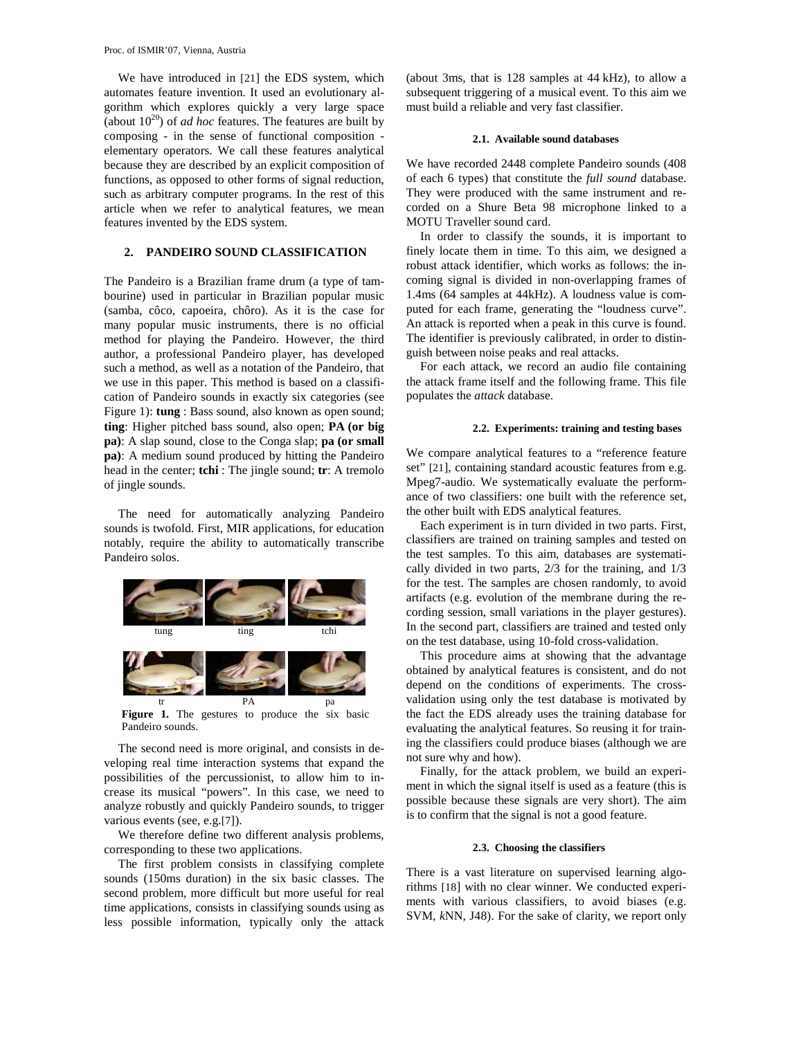We have introduced in [21] the EDS system, which automates feature invention. It used an evolutionary algorithm which explores quickly a very large space (about $10^{20}$) of *ad hoc* features. The features are built by composing - in the sense of functional composition - elementary operators. We call these features analytical because they are described by an explicit composition of functions, as opposed to other forms of signal reduction, such as arbitrary computer programs. In the rest of this article when we refer to analytical features, we mean features invented by the EDS system.

## 2. PANDEIRO SOUND CLASSIFICATION

The Pandeiro is a Brazilian frame drum (a type of tambourine) used in particular in Brazilian popular music (samba, côco, capoeira, chôro). As it is the case for many popular music instruments, there is no official method for playing the Pandeiro. However, the third author, a professional Pandeiro player, has developed such a method, as well as a notation of the Pandeiro, that we use in this paper. This method is based on a classification of Pandeiro sounds in exactly six categories (see Figure 1): **tung** : Bass sound, also known as open sound; **ting**: Higher pitched bass sound, also open; **PA (or big pa)**: A slap sound, close to the Conga slap; **pa (or small pa)**: A medium sound produced by hitting the Pandeiro head in the center; **tchi** : The jingle sound; **tr**: A tremolo of jingle sounds.

The need for automatically analyzing Pandeiro sounds is twofold. First, MIR applications, for education notably, require the ability to automatically transcribe Pandeiro solos.

tung ting tchi

tr PA pa

**Figure 1.** The gestures to produce the six basic Pandeiro sounds.

The second need is more original, and consists in developing real time interaction systems that expand the possibilities of the percussionist, to allow him to increase its musical "powers". In this case, we need to analyze robustly and quickly Pandeiro sounds, to trigger various events (see, e.g.[7]).

We therefore define two different analysis problems, corresponding to these two applications.

The first problem consists in classifying complete sounds (150ms duration) in the six basic classes. The second problem, more difficult but more useful for real time applications, consists in classifying sounds using as less possible information, typically only the attack (about 3ms, that is 128 samples at 44 kHz), to allow a subsequent triggering of a musical event. To this aim we must build a reliable and very fast classifier.

### 2.1. Available sound databases

We have recorded 2448 complete Pandeiro sounds (408 of each 6 types) that constitute the *full sound* database. They were produced with the same instrument and recorded on a Shure Beta 98 microphone linked to a MOTU Traveller sound card.

In order to classify the sounds, it is important to finely locate them in time. To this aim, we designed a robust attack identifier, which works as follows: the incoming signal is divided in non-overlapping frames of 1.4ms (64 samples at 44kHz). A loudness value is computed for each frame, generating the "loudness curve". An attack is reported when a peak in this curve is found. The identifier is previously calibrated, in order to distinguish between noise peaks and real attacks.

For each attack, we record an audio file containing the attack frame itself and the following frame. This file populates the *attack* database.

### 2.2. Experiments: training and testing bases

We compare analytical features to a "reference feature set" [21], containing standard acoustic features from e.g. Mpeg7-audio. We systematically evaluate the performance of two classifiers: one built with the reference set, the other built with EDS analytical features.

Each experiment is in turn divided in two parts. First, classifiers are trained on training samples and tested on the test samples. To this aim, databases are systematically divided in two parts, 2/3 for the training, and 1/3 for the test. The samples are chosen randomly, to avoid artifacts (e.g. evolution of the membrane during the recording session, small variations in the player gestures). In the second part, classifiers are trained and tested only on the test database, using 10-fold cross-validation.

This procedure aims at showing that the advantage obtained by analytical features is consistent, and do not depend on the conditions of experiments. The cross-validation using only the test database is motivated by the fact the EDS already uses the training database for evaluating the analytical features. So reusing it for training the classifiers could produce biases (although we are not sure why and how).

Finally, for the attack problem, we build an experiment in which the signal itself is used as a feature (this is possible because these signals are very short). The aim is to confirm that the signal is not a good feature.

### 2.3. Choosing the classifiers

There is a vast literature on supervised learning algorithms [18] with no clear winner. We conducted experiments with various classifiers, to avoid biases (e.g. SVM, *k*NN, J48). For the sake of clarity, we report only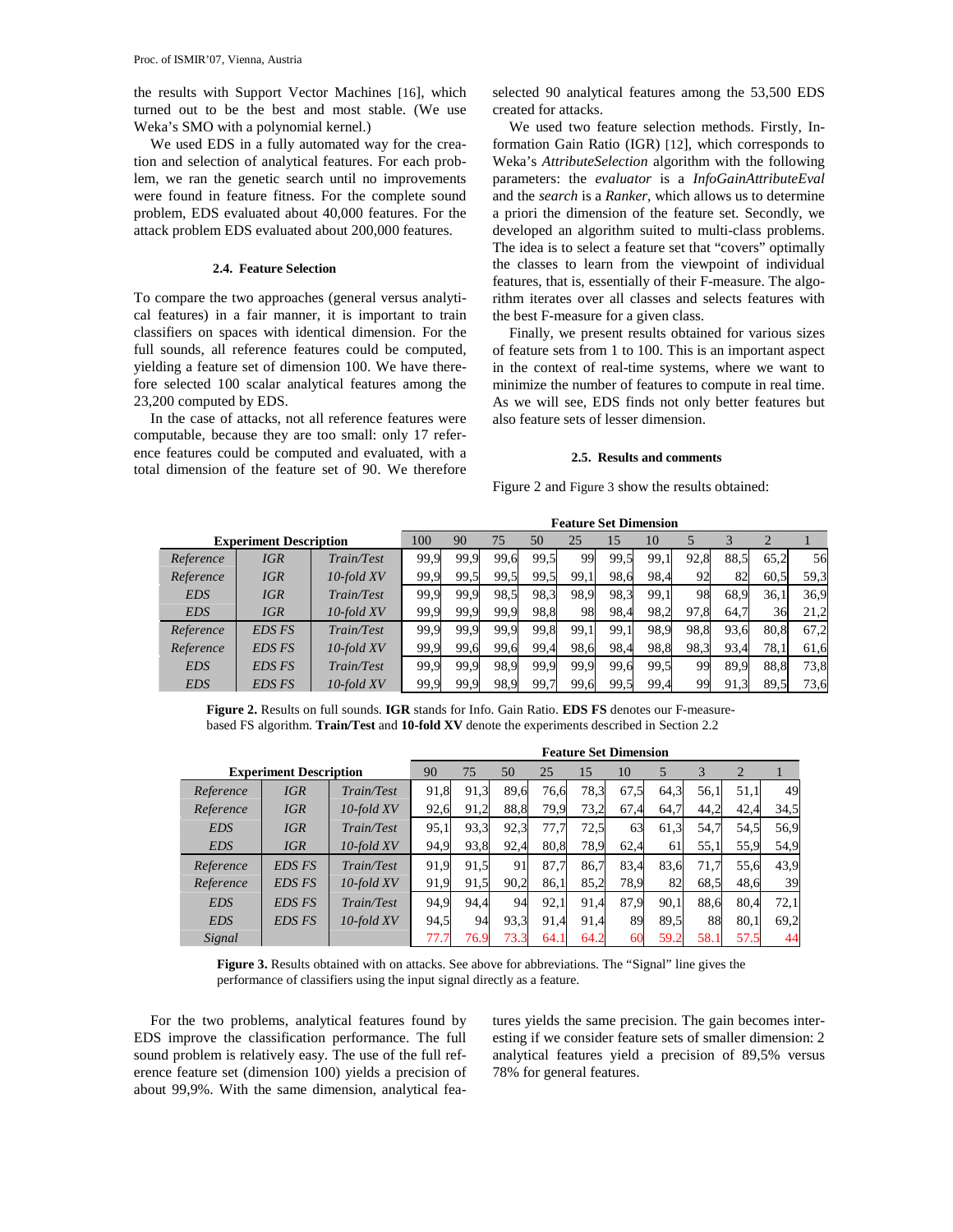the results with Support Vector Machines [16], which turned out to be the best and most stable. (We use Weka's SMO with a polynomial kernel.)

We used EDS in a fully automated way for the creation and selection of analytical features. For each problem, we ran the genetic search until no improvements were found in feature fitness. For the complete sound problem, EDS evaluated about 40,000 features. For the attack problem EDS evaluated about 200,000 features.

### 2.4. Feature Selection

To compare the two approaches (general versus analytical features) in a fair manner, it is important to train classifiers on spaces with identical dimension. For the full sounds, all reference features could be computed, yielding a feature set of dimension 100. We have therefore selected 100 scalar analytical features among the 23,200 computed by EDS.

In the case of attacks, not all reference features were computable, because they are too small: only 17 reference features could be computed and evaluated, with a total dimension of the feature set of 90. We therefore selected 90 analytical features among the 53,500 EDS created for attacks.

We used two feature selection methods. Firstly, Information Gain Ratio (IGR) [12], which corresponds to Weka's *AttributeSelection* algorithm with the following parameters: the *evaluator* is a *InfoGainAttributeEval* and the *search* is a *Ranker*, which allows us to determine a priori the dimension of the feature set. Secondly, we developed an algorithm suited to multi-class problems. The idea is to select a feature set that "covers" optimally the classes to learn from the viewpoint of individual features, that is, essentially of their F-measure. The algorithm iterates over all classes and selects features with the best F-measure for a given class.

Finally, we present results obtained for various sizes of feature sets from 1 to 100. This is an important aspect in the context of real-time systems, where we want to minimize the number of features to compute in real time. As we will see, EDS finds not only better features but also feature sets of lesser dimension.

### 2.5. Results and comments

Figure 2 and Figure 3 show the results obtained:

| Experiment Description | | | Feature Set Dimension | | | | | | | | | | |
|---|---|---|---|---|---|---|---|---|---|---|---|---|---|
| | | | 100 | 90 | 75 | 50 | 25 | 15 | 10 | 5 | 3 | 2 | 1 |
| *Reference* | *IGR* | *Train/Test* | 99,9 | 99,9 | 99,6 | 99,5 | 99 | 99,5 | 99,1 | 92,8 | 88,5 | 65,2 | 56 |
| *Reference* | *IGR* | *10-fold XV* | 99,9 | 99,5 | 99,5 | 99,5 | 99,1 | 98,6 | 98,4 | 92 | 82 | 60,5 | 59,3 |
| *EDS* | *IGR* | *Train/Test* | 99,9 | 99,9 | 98,5 | 98,3 | 98,9 | 98,3 | 99,1 | 98 | 68,9 | 36,1 | 36,9 |
| *EDS* | *IGR* | *10-fold XV* | 99,9 | 99,9 | 99,9 | 98,8 | 98 | 98,4 | 98,2 | 97,8 | 64,7 | 36 | 21,2 |
| *Reference* | *EDS FS* | *Train/Test* | 99,9 | 99,9 | 99,9 | 99,8 | 99,1 | 99,1 | 98,9 | 98,8 | 93,6 | 80,8 | 67,2 |
| *Reference* | *EDS FS* | *10-fold XV* | 99,9 | 99,6 | 99,6 | 99,4 | 98,6 | 98,4 | 98,8 | 98,3 | 93,4 | 78,1 | 61,6 |
| *EDS* | *EDS FS* | *Train/Test* | 99,9 | 99,9 | 98,9 | 99,9 | 99,9 | 99,6 | 99,5 | 99 | 89,9 | 88,8 | 73,8 |
| *EDS* | *EDS FS* | *10-fold XV* | 99,9 | 99,9 | 98,9 | 99,7 | 99,6 | 99,5 | 99,4 | 99 | 91,3 | 89,5 | 73,6 |

**Figure 2.** Results on full sounds. **IGR** stands for Info. Gain Ratio. **EDS FS** denotes our F-measure-based FS algorithm. **Train/Test** and **10-fold XV** denote the experiments described in Section 2.2

| Experiment Description | | | Feature Set Dimension | | | | | | | | | |
|---|---|---|---|---|---|---|---|---|---|---|---|---|
| | | | 90 | 75 | 50 | 25 | 15 | 10 | 5 | 3 | 2 | 1 |
| *Reference* | *IGR* | *Train/Test* | 91,8 | 91,3 | 89,6 | 76,6 | 78,3 | 67,5 | 64,3 | 56,1 | 51,1 | 49 |
| *Reference* | *IGR* | *10-fold XV* | 92,6 | 91,2 | 88,8 | 79,9 | 73,2 | 67,4 | 64,7 | 44,2 | 42,4 | 34,5 |
| *EDS* | *IGR* | *Train/Test* | 95,1 | 93,3 | 92,3 | 77,7 | 72,5 | 63 | 61,3 | 54,7 | 54,5 | 56,9 |
| *EDS* | *IGR* | *10-fold XV* | 94,9 | 93,8 | 92,4 | 80,8 | 78,9 | 62,4 | 61 | 55,1 | 55,9 | 54,9 |
| *Reference* | *EDS FS* | *Train/Test* | 91,9 | 91,5 | 91 | 87,7 | 86,7 | 83,4 | 83,6 | 71,7 | 55,6 | 43,9 |
| *Reference* | *EDS FS* | *10-fold XV* | 91,9 | 91,5 | 90,2 | 86,1 | 85,2 | 78,9 | 82 | 68,5 | 48,6 | 39 |
| *EDS* | *EDS FS* | *Train/Test* | 94,9 | 94,4 | 94 | 92,1 | 91,4 | 87,9 | 90,1 | 88,6 | 80,4 | 72,1 |
| *EDS* | *EDS FS* | *10-fold XV* | 94,5 | 94 | 93,3 | 91,4 | 91,4 | 89 | 89,5 | 88 | 80,1 | 69,2 |
| *Signal* | | | 77,7 | 76,9 | 73,3 | 64,1 | 64,2 | 60 | 59,2 | 58,1 | 57,5 | 44 |

**Figure 3.** Results obtained with on attacks. See above for abbreviations. The "Signal" line gives the performance of classifiers using the input signal directly as a feature.

For the two problems, analytical features found by EDS improve the classification performance. The full sound problem is relatively easy. The use of the full reference feature set (dimension 100) yields a precision of about 99,9%. With the same dimension, analytical features yields the same precision. The gain becomes interesting if we consider feature sets of smaller dimension: 2 analytical features yield a precision of 89,5% versus 78% for general features.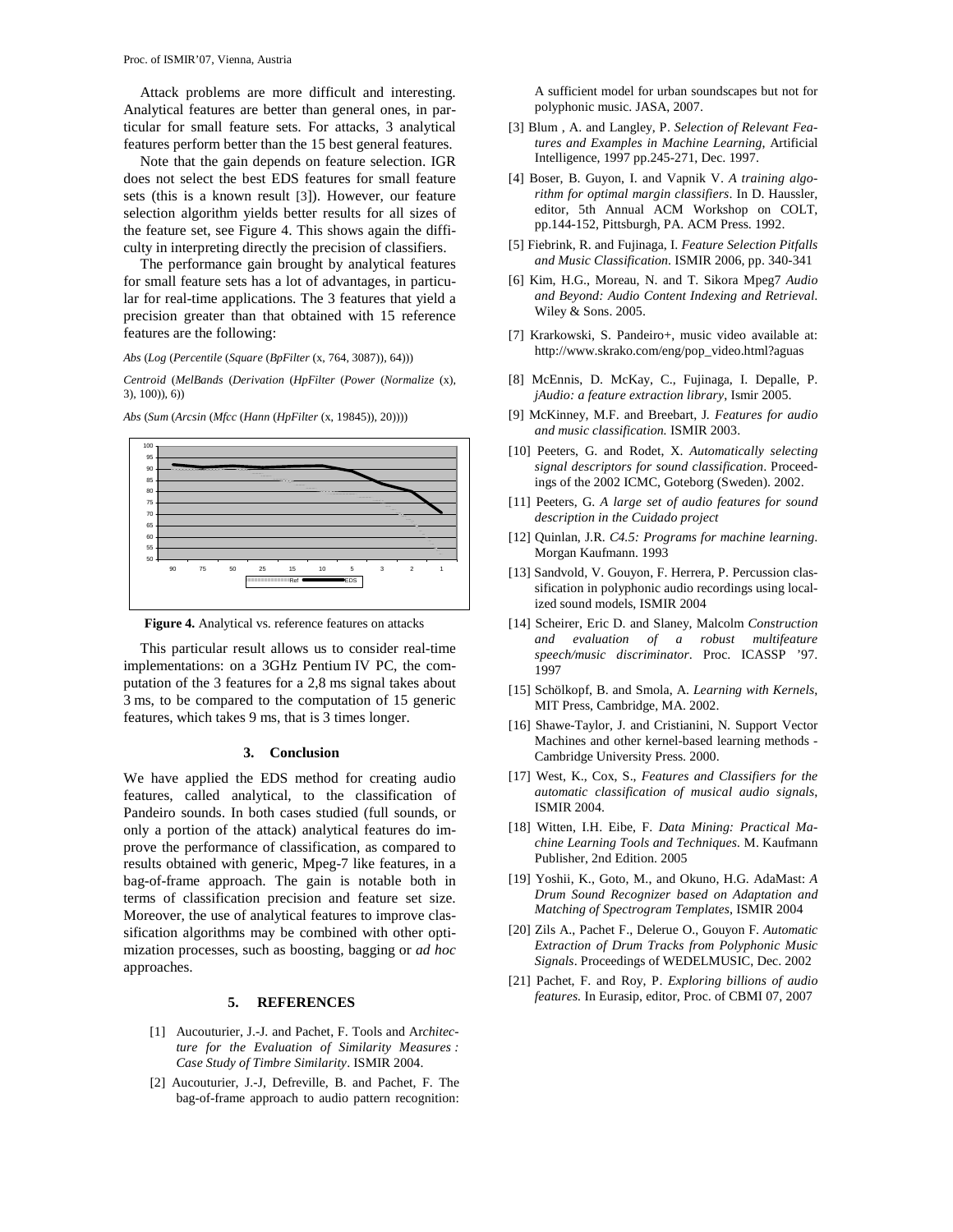Attack problems are more difficult and interesting. Analytical features are better than general ones, in particular for small feature sets. For attacks, 3 analytical features perform better than the 15 best general features.

Note that the gain depends on feature selection. IGR does not select the best EDS features for small feature sets (this is a known result [3]). However, our feature selection algorithm yields better results for all sizes of the feature set, see Figure 4. This shows again the difficulty in interpreting directly the precision of classifiers.

The performance gain brought by analytical features for small feature sets has a lot of advantages, in particular for real-time applications. The 3 features that yield a precision greater than that obtained with 15 reference features are the following:

*Abs* (*Log* (*Percentile* (*Square* (*BpFilter* (x, 764, 3087)), 64)))

*Centroid* (*MelBands* (*Derivation* (*HpFilter* (*Power* (*Normalize* (x), 3), 100)), 6))

*Abs* (*Sum* (*Arcsin* (*Mfcc* (*Hann* (*HpFilter* (x, 19845)), 20))))

100
95
90
85
80
75
70
65
60
55
50

90 75 50 25 15 10 5 3 2 1

Ref EDS

**Figure 4.** Analytical vs. reference features on attacks

This particular result allows us to consider real-time implementations: on a 3GHz Pentium IV PC, the computation of the 3 features for a 2,8 ms signal takes about 3 ms, to be compared to the computation of 15 generic features, which takes 9 ms, that is 3 times longer.

### 3. Conclusion

We have applied the EDS method for creating audio features, called analytical, to the classification of Pandeiro sounds. In both cases studied (full sounds, or only a portion of the attack) analytical features do improve the performance of classification, as compared to results obtained with generic, Mpeg-7 like features, in a bag-of-frame approach. The gain is notable both in terms of classification precision and feature set size. Moreover, the use of analytical features to improve classification algorithms may be combined with other optimization processes, such as boosting, bagging or *ad hoc* approaches.

### 5. REFERENCES

[1] Aucouturier, J.-J. and Pachet, F. Tools and Ar*chitecture for the Evaluation of Similarity Measures : Case Study of Timbre Similarity*. ISMIR 2004.

[2] Aucouturier, J.-J, Defreville, B. and Pachet, F. The bag-of-frame approach to audio pattern recognition: A sufficient model for urban soundscapes but not for polyphonic music. JASA, 2007.

[3] Blum , A. and Langley, P. *Selection of Relevant Features and Examples in Machine Learning*, Artificial Intelligence, 1997 pp.245-271, Dec. 1997.

[4] Boser, B. Guyon, I. and Vapnik V. *A training algorithm for optimal margin classifiers*. In D. Haussler, editor, 5th Annual ACM Workshop on COLT, pp.144-152, Pittsburgh, PA. ACM Press. 1992.

[5] Fiebrink, R. and Fujinaga, I. *Feature Selection Pitfalls and Music Classification*. ISMIR 2006, pp. 340-341

[6] Kim, H.G., Moreau, N. and T. Sikora Mpeg7 *Audio and Beyond: Audio Content Indexing and Retrieval.* Wiley & Sons. 2005.

[7] Krarkowski, S. Pandeiro+, music video available at: http://www.skrako.com/eng/pop_video.html?aguas

[8] McEnnis, D. McKay, C., Fujinaga, I. Depalle, P. *jAudio: a feature extraction library*, Ismir 2005.

[9] McKinney, M.F. and Breebart, J. *Features for audio and music classification.* ISMIR 2003.

[10] Peeters, G. and Rodet, X. *Automatically selecting signal descriptors for sound classification*. Proceedings of the 2002 ICMC, Goteborg (Sweden). 2002.

[11] Peeters, G. *A large set of audio features for sound description in the Cuidado project*

[12] Quinlan, J.R. *C4.5: Programs for machine learning*. Morgan Kaufmann. 1993

[13] Sandvold, V. Gouyon, F. Herrera, P. Percussion classification in polyphonic audio recordings using localized sound models, ISMIR 2004

[14] Scheirer, Eric D. and Slaney, Malcolm *Construction and evaluation of a robust multifeature speech/music discriminator*. Proc. ICASSP '97. 1997

[15] Schölkopf, B. and Smola, A. *Learning with Kernels*, MIT Press, Cambridge, MA. 2002.

[16] Shawe-Taylor, J. and Cristianini, N. Support Vector Machines and other kernel-based learning methods - Cambridge University Press. 2000.

[17] West, K., Cox, S., *Features and Classifiers for the automatic classification of musical audio signals*, ISMIR 2004.

[18] Witten, I.H. Eibe, F. *Data Mining: Practical Machine Learning Tools and Techniques*. M. Kaufmann Publisher, 2nd Edition. 2005

[19] Yoshii, K., Goto, M., and Okuno, H.G. AdaMast: *A Drum Sound Recognizer based on Adaptation and Matching of Spectrogram Templates*, ISMIR 2004

[20] Zils A., Pachet F., Delerue O., Gouyon F. *Automatic Extraction of Drum Tracks from Polyphonic Music Signals*. Proceedings of WEDELMUSIC, Dec. 2002

[21] Pachet, F. and Roy, P. *Exploring billions of audio features.* In Eurasip, editor, Proc. of CBMI 07, 2007